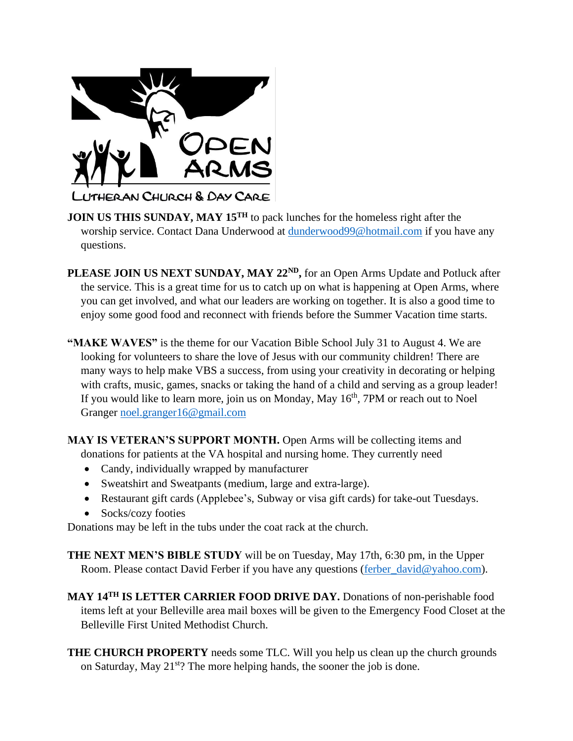OPEN ARMS

LUTHERAN CHURCH & DAY CARE

**JOIN US THIS SUNDAY, MAY 15TH** to pack lunches for the homeless right after the worship service. Contact Dana Underwood at dunderwood99@hotmail.com if you have any questions.

**PLEASE JOIN US NEXT SUNDAY, MAY 22ND,** for an Open Arms Update and Potluck after the service. This is a great time for us to catch up on what is happening at Open Arms, where you can get involved, and what our leaders are working on together. It is also a good time to enjoy some good food and reconnect with friends before the Summer Vacation time starts.

**"MAKE WAVES"** is the theme for our Vacation Bible School July 31 to August 4. We are looking for volunteers to share the love of Jesus with our community children! There are many ways to help make VBS a success, from using your creativity in decorating or helping with crafts, music, games, snacks or taking the hand of a child and serving as a group leader! If you would like to learn more, join us on Monday, May 16th, 7PM or reach out to Noel Granger noel.granger16@gmail.com

**MAY IS VETERAN'S SUPPORT MONTH.** Open Arms will be collecting items and donations for patients at the VA hospital and nursing home. They currently need

- Candy, individually wrapped by manufacturer
- Sweatshirt and Sweatpants (medium, large and extra-large).
- Restaurant gift cards (Applebee's, Subway or visa gift cards) for take-out Tuesdays.
- Socks/cozy footies

Donations may be left in the tubs under the coat rack at the church.

**THE NEXT MEN'S BIBLE STUDY** will be on Tuesday, May 17th, 6:30 pm, in the Upper Room. Please contact David Ferber if you have any questions (ferber_david@yahoo.com).

**MAY 14TH IS LETTER CARRIER FOOD DRIVE DAY.** Donations of non-perishable food items left at your Belleville area mail boxes will be given to the Emergency Food Closet at the Belleville First United Methodist Church.

**THE CHURCH PROPERTY** needs some TLC. Will you help us clean up the church grounds on Saturday, May 21st? The more helping hands, the sooner the job is done.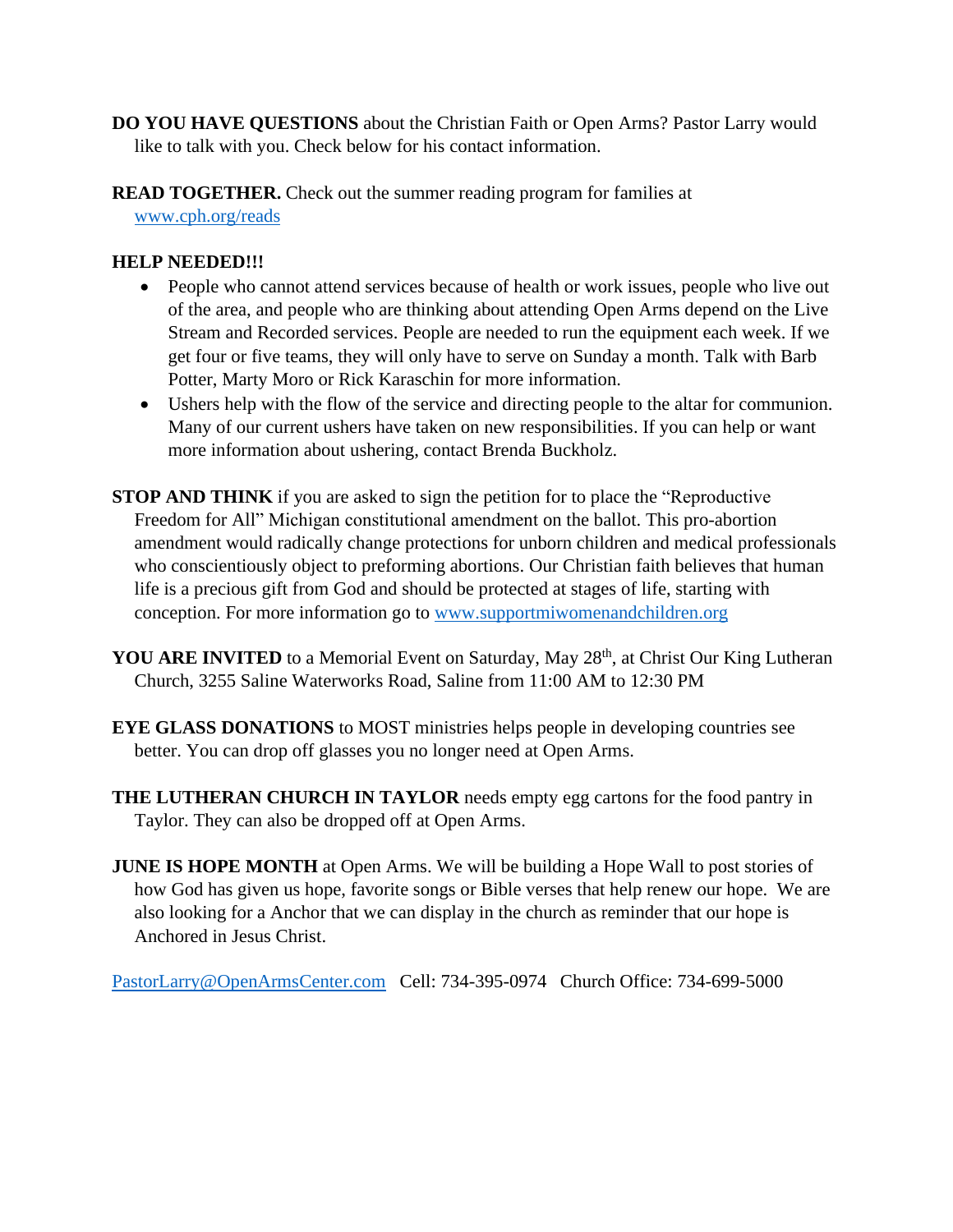**DO YOU HAVE QUESTIONS** about the Christian Faith or Open Arms? Pastor Larry would like to talk with you. Check below for his contact information.

**READ TOGETHER.** Check out the summer reading program for families at www.cph.org/reads

**HELP NEEDED!!!**

- People who cannot attend services because of health or work issues, people who live out of the area, and people who are thinking about attending Open Arms depend on the Live Stream and Recorded services. People are needed to run the equipment each week. If we get four or five teams, they will only have to serve on Sunday a month. Talk with Barb Potter, Marty Moro or Rick Karaschin for more information.
- Ushers help with the flow of the service and directing people to the altar for communion. Many of our current ushers have taken on new responsibilities. If you can help or want more information about ushering, contact Brenda Buckholz.

**STOP AND THINK** if you are asked to sign the petition for to place the "Reproductive Freedom for All" Michigan constitutional amendment on the ballot. This pro-abortion amendment would radically change protections for unborn children and medical professionals who conscientiously object to preforming abortions. Our Christian faith believes that human life is a precious gift from God and should be protected at stages of life, starting with conception. For more information go to www.supportmiwomenandchildren.org

**YOU ARE INVITED** to a Memorial Event on Saturday, May 28th, at Christ Our King Lutheran Church, 3255 Saline Waterworks Road, Saline from 11:00 AM to 12:30 PM

**EYE GLASS DONATIONS** to MOST ministries helps people in developing countries see better. You can drop off glasses you no longer need at Open Arms.

**THE LUTHERAN CHURCH IN TAYLOR** needs empty egg cartons for the food pantry in Taylor. They can also be dropped off at Open Arms.

**JUNE IS HOPE MONTH** at Open Arms. We will be building a Hope Wall to post stories of how God has given us hope, favorite songs or Bible verses that help renew our hope. We are also looking for a Anchor that we can display in the church as reminder that our hope is Anchored in Jesus Christ.

PastorLarry@OpenArmsCenter.com Cell: 734-395-0974 Church Office: 734-699-5000